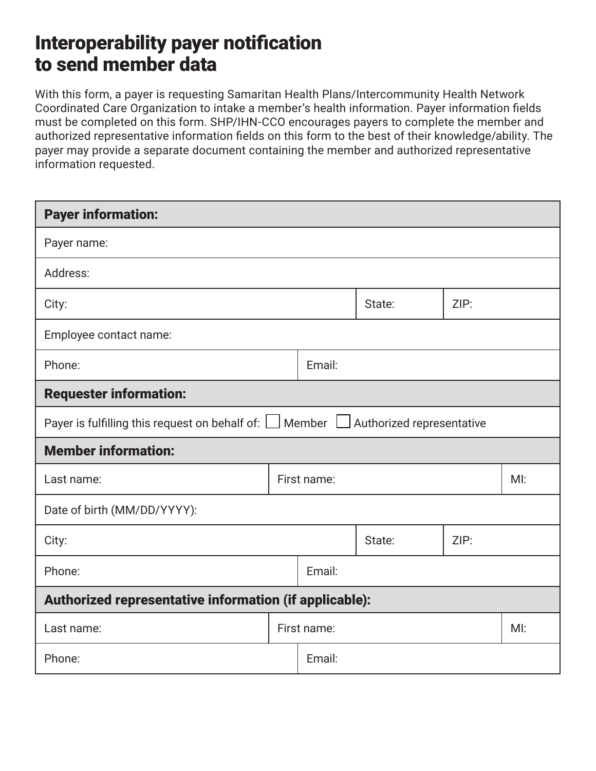# Interoperability payer notification to send member data

With this form, a payer is requesting Samaritan Health Plans/Intercommunity Health Network Coordinated Care Organization to intake a member's health information. Payer information fields must be completed on this form. SHP/IHN-CCO encourages payers to complete the member and authorized representative information fields on this form to the best of their knowledge/ability. The payer may provide a separate document containing the member and authorized representative information requested.

| **Payer information:** | | |
|---|---|---|
| Payer name: | | |
| Address: | | |
| City: | State: | ZIP: |
| Employee contact name: | | |
| Phone: | Email: | |
| **Requester information:** | | |
| Payer is fulfilling this request on behalf of: ☐ Member ☐ Authorized representative | | |
| **Member information:** | | |
| Last name: | First name: | MI: |
| Date of birth (MM/DD/YYYY): | | |
| City: | State: | ZIP: |
| Phone: | Email: | |
| **Authorized representative information (if applicable):** | | |
| Last name: | First name: | MI: |
| Phone: | Email: | |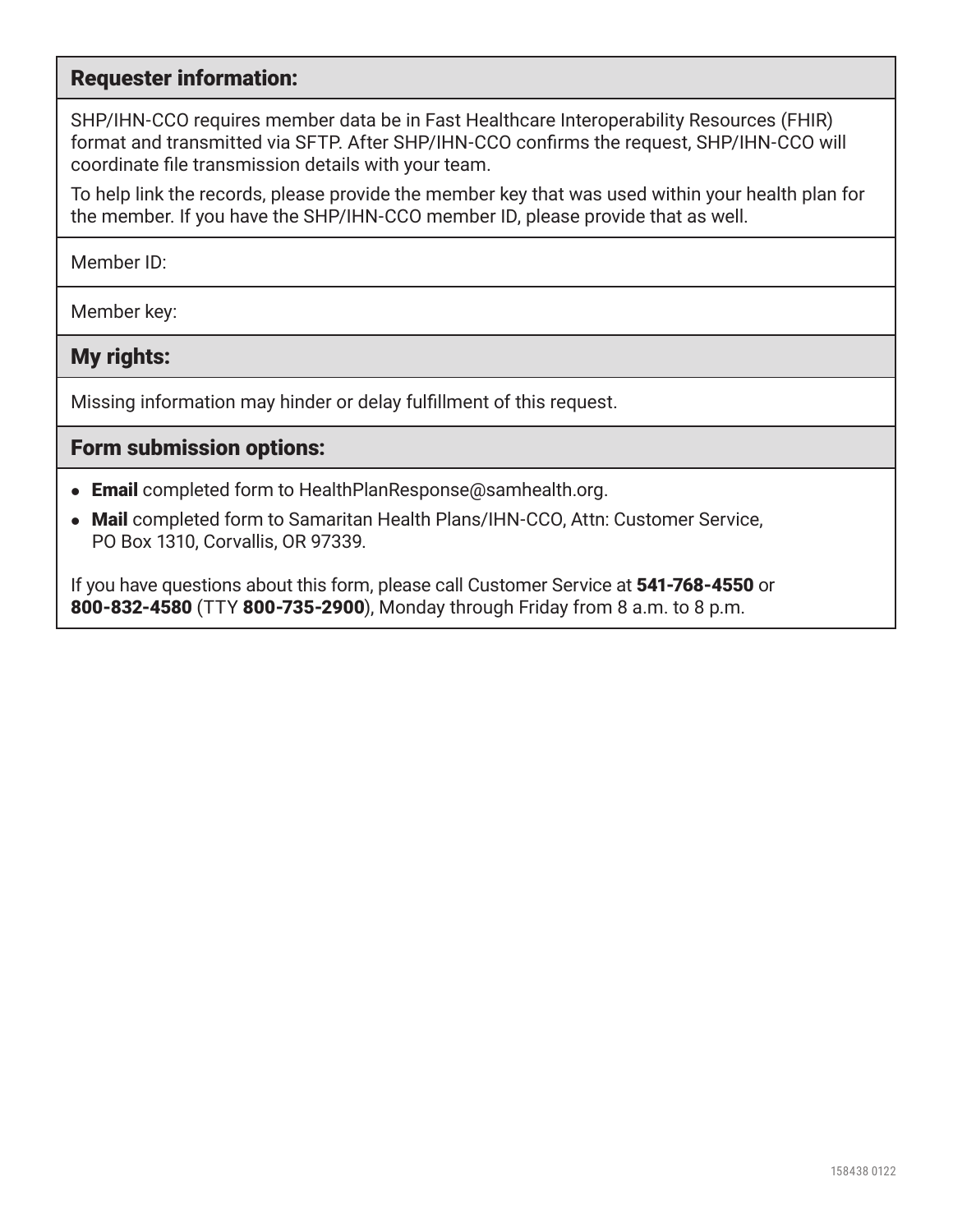## Requester information:

SHP/IHN-CCO requires member data be in Fast Healthcare Interoperability Resources (FHIR) format and transmitted via SFTP. After SHP/IHN-CCO confirms the request, SHP/IHN-CCO will coordinate file transmission details with your team.

To help link the records, please provide the member key that was used within your health plan for the member. If you have the SHP/IHN-CCO member ID, please provide that as well.

Member ID:

Member key:

## My rights:

Missing information may hinder or delay fulfillment of this request.

## Form submission options:

- **Email** completed form to HealthPlanResponse@samhealth.org.
- **Mail** completed form to Samaritan Health Plans/IHN-CCO, Attn: Customer Service, PO Box 1310, Corvallis, OR 97339.

If you have questions about this form, please call Customer Service at **541-768-4550** or **800-832-4580** (TTY **800-735-2900**), Monday through Friday from 8 a.m. to 8 p.m.

158438 0122